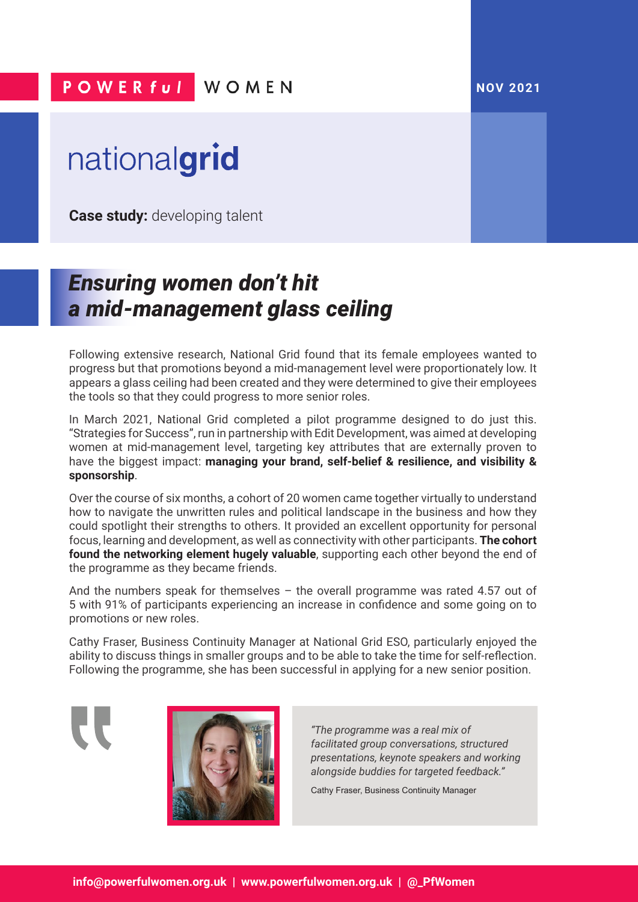POWERful WOMEN

NOV 2021

nationalgrid

**Case study:** developing talent

# *Ensuring women don't hit a mid-management glass ceiling*

Following extensive research, National Grid found that its female employees wanted to progress but that promotions beyond a mid-management level were proportionately low. It appears a glass ceiling had been created and they were determined to give their employees the tools so that they could progress to more senior roles.

In March 2021, National Grid completed a pilot programme designed to do just this. "Strategies for Success", run in partnership with Edit Development, was aimed at developing women at mid-management level, targeting key attributes that are externally proven to have the biggest impact: **managing your brand, self-belief & resilience, and visibility & sponsorship**.

Over the course of six months, a cohort of 20 women came together virtually to understand how to navigate the unwritten rules and political landscape in the business and how they could spotlight their strengths to others. It provided an excellent opportunity for personal focus, learning and development, as well as connectivity with other participants. **The cohort found the networking element hugely valuable**, supporting each other beyond the end of the programme as they became friends.

And the numbers speak for themselves – the overall programme was rated 4.57 out of 5 with 91% of participants experiencing an increase in confidence and some going on to promotions or new roles.

Cathy Fraser, Business Continuity Manager at National Grid ESO, particularly enjoyed the ability to discuss things in smaller groups and to be able to take the time for self-reflection. Following the programme, she has been successful in applying for a new senior position.

> *"The programme was a real mix of facilitated group conversations, structured presentations, keynote speakers and working alongside buddies for targeted feedback."*
>
> Cathy Fraser, Business Continuity Manager

**info@powerfulwomen.org.uk | www.powerfulwomen.org.uk | @_PfWomen**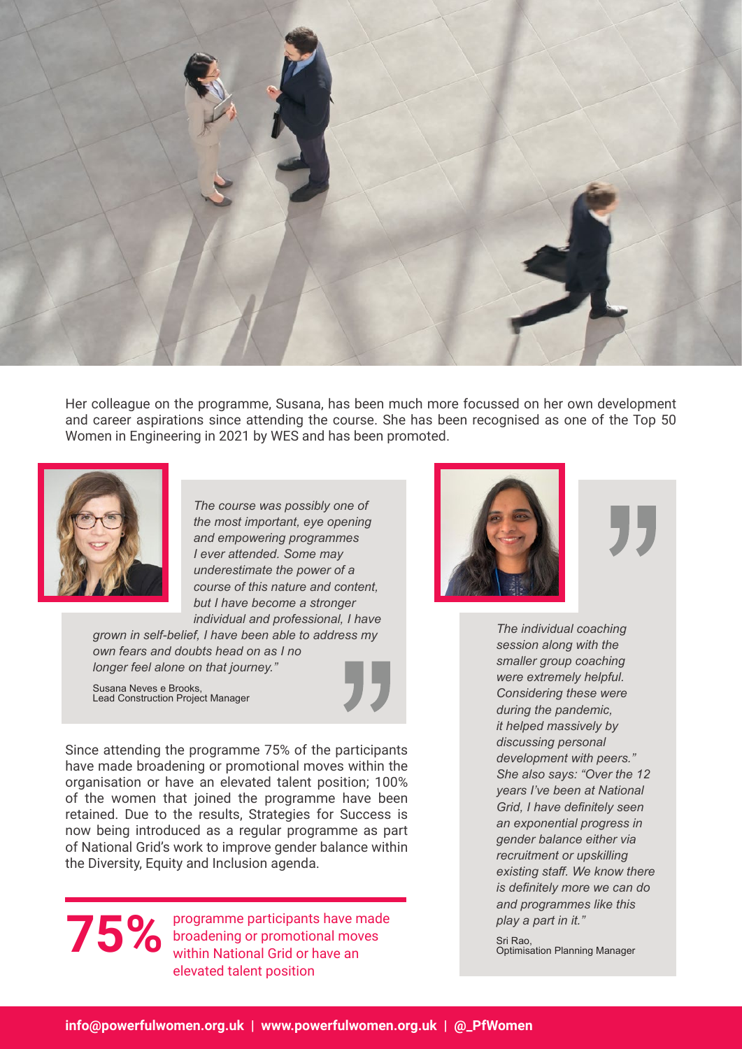Her colleague on the programme, Susana, has been much more focussed on her own development and career aspirations since attending the course. She has been recognised as one of the Top 50 Women in Engineering in 2021 by WES and has been promoted.

> *The course was possibly one of the most important, eye opening and empowering programmes I ever attended. Some may underestimate the power of a course of this nature and content, but I have become a stronger individual and professional, I have grown in self-belief, I have been able to address my own fears and doubts head on as I no longer feel alone on that journey."*
>
> Susana Neves e Brooks,
> Lead Construction Project Manager

Since attending the programme 75% of the participants have made broadening or promotional moves within the organisation or have an elevated talent position; 100% of the women that joined the programme have been retained. Due to the results, Strategies for Success is now being introduced as a regular programme as part of National Grid's work to improve gender balance within the Diversity, Equity and Inclusion agenda.

**75%** programme participants have made broadening or promotional moves within National Grid or have an elevated talent position

> *The individual coaching session along with the smaller group coaching were extremely helpful. Considering these were during the pandemic, it helped massively by discussing personal development with peers." She also says: "Over the 12 years I've been at National Grid, I have definitely seen an exponential progress in gender balance either via recruitment or upskilling existing staff. We know there is definitely more we can do and programmes like this play a part in it."*
>
> Sri Rao,
> Optimisation Planning Manager

**info@powerfulwomen.org.uk | www.powerfulwomen.org.uk | @_PfWomen**